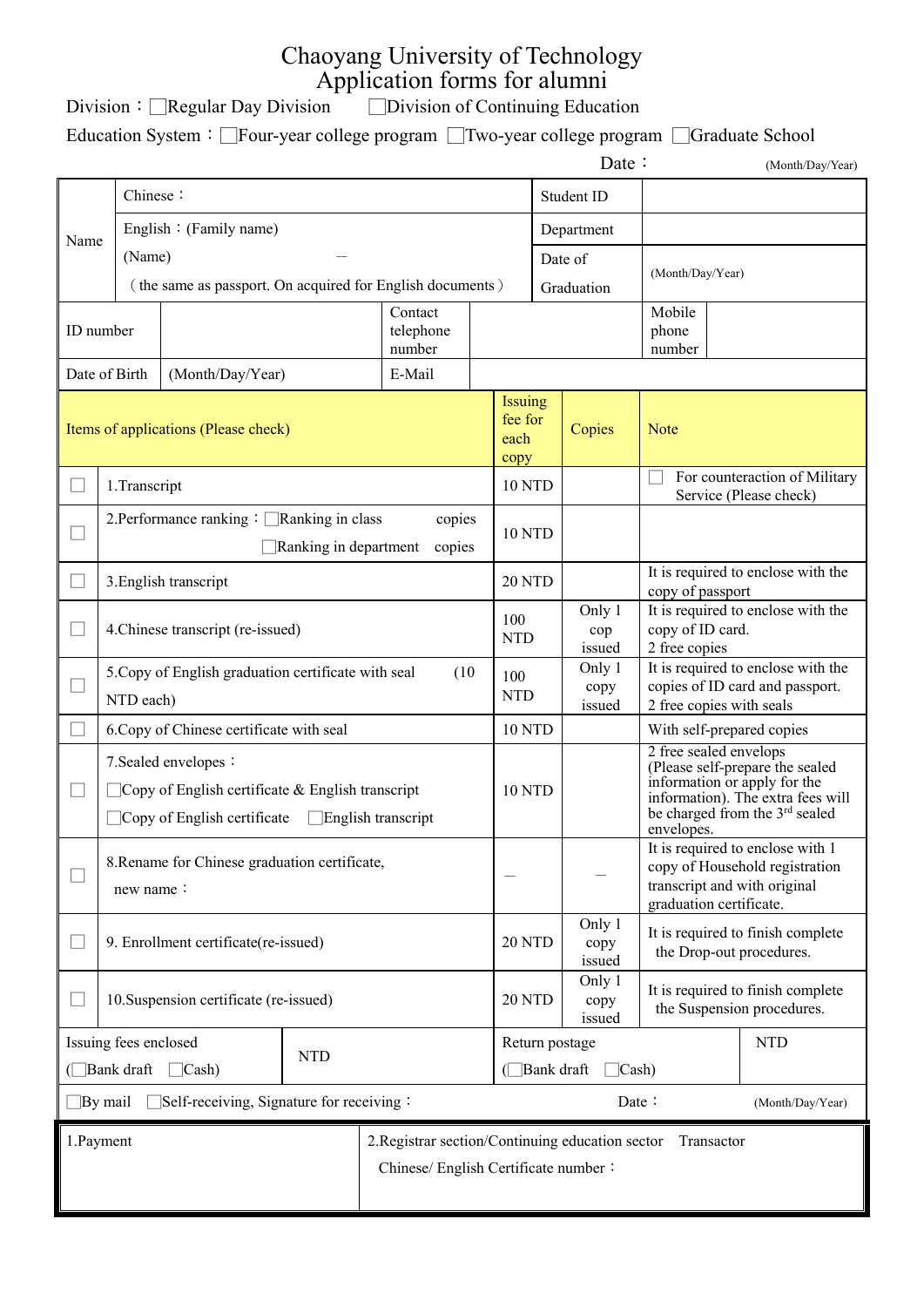# Chaoyang University of Technology
## Application forms for alumni

Division：□Regular Day Division　　□Division of Continuing Education

Education System：□Four-year college program □Two-year college program □Graduate School

Date：　　　　(Month/Day/Year)

| Name | | | | | | | |
|---|---|---|---|---|---|---|---|
| Name | Chinese： | | | | Student ID | | |
| | English：(Family name) | | | | Department | | |
| | (Name)　　　　　— <br>（the same as passport. On acquired for English documents） | | | | Date of Graduation | (Month/Day/Year) | |
| ID number | | Contact telephone number | | | | Mobile phone number | |
| Date of Birth | (Month/Day/Year) | E-Mail | | | | | |

| | Items of applications (Please check) | Issuing fee for each copy | Copies | Note |
|---|---|---|---|---|
| □ | 1.Transcript | 10 NTD | | □ For counteraction of Military Service (Please check) |
| □ | 2.Performance ranking：□Ranking in class　copies<br>□Ranking in department　copies | 10 NTD | | |
| □ | 3.English transcript | 20 NTD | | It is required to enclose with the copy of passport |
| □ | 4.Chinese transcript (re-issued) | 100 NTD | Only 1 cop issued | It is required to enclose with the copy of ID card.<br>2 free copies |
| □ | 5.Copy of English graduation certificate with seal (10 NTD each) | 100 NTD | Only 1 copy issued | It is required to enclose with the copies of ID card and passport.<br>2 free copies with seals |
| □ | 6.Copy of Chinese certificate with seal | 10 NTD | | With self-prepared copies |
| □ | 7.Sealed envelopes：<br>□Copy of English certificate & English transcript<br>□Copy of English certificate　□English transcript | 10 NTD | | 2 free sealed envelops (Please self-prepare the sealed information or apply for the information). The extra fees will be charged from the 3rd sealed envelopes. |
| □ | 8.Rename for Chinese graduation certificate,<br>new name： | — | — | It is required to enclose with 1 copy of Household registration transcript and with original graduation certificate. |
| □ | 9. Enrollment certificate(re-issued) | 20 NTD | Only 1 copy issued | It is required to finish complete the Drop-out procedures. |
| □ | 10.Suspension certificate (re-issued) | 20 NTD | Only 1 copy issued | It is required to finish complete the Suspension procedures. |

| Issuing fees enclosed (□Bank draft □Cash) | NTD | Return postage (□Bank draft □Cash) | NTD |
|---|---|---|---|

□By mail　□Self-receiving, Signature for receiving：　　　　Date：　　(Month/Day/Year)

| 1.Payment | 2.Registrar section/Continuing education sector　Transactor<br>Chinese/ English Certificate number： |
|---|---|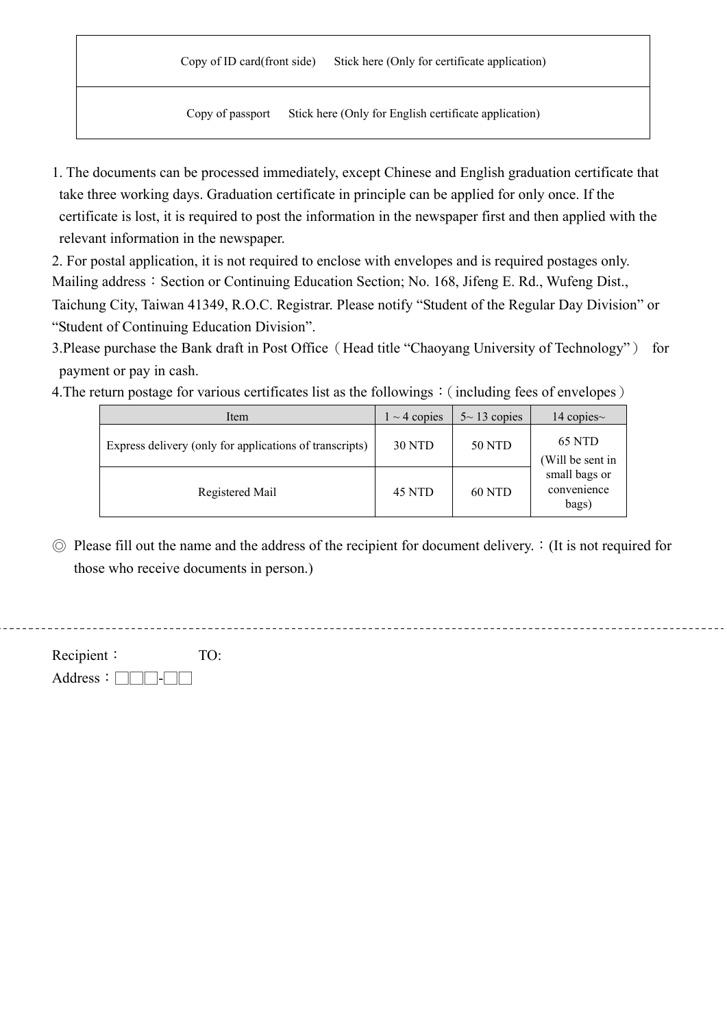| Copy of ID card(front side) | Stick here (Only for certificate application) |
|---|---|
| Copy of passport | Stick here (Only for English certificate application) |

1. The documents can be processed immediately, except Chinese and English graduation certificate that take three working days. Graduation certificate in principle can be applied for only once. If the certificate is lost, it is required to post the information in the newspaper first and then applied with the relevant information in the newspaper.
2. For postal application, it is not required to enclose with envelopes and is required postages only.

Mailing address：Section or Continuing Education Section; No. 168, Jifeng E. Rd., Wufeng Dist., Taichung City, Taiwan 41349, R.O.C. Registrar. Please notify “Student of the Regular Day Division” or “Student of Continuing Education Division”.

3. Please purchase the Bank draft in Post Office（Head title “Chaoyang University of Technology”） for payment or pay in cash.
4. The return postage for various certificates list as the followings：(including fees of envelopes）

| Item | 1 ~ 4 copies | 5~ 13 copies | 14 copies~ |
|---|---|---|---|
| Express delivery (only for applications of transcripts) | 30 NTD | 50 NTD | 65 NTD (Will be sent in small bags or convenience bags) |
| Registered Mail | 45 NTD | 60 NTD | |

◎ Please fill out the name and the address of the recipient for document delivery.：(It is not required for those who receive documents in person.)

---

Recipient： TO:

Address：□□□-□□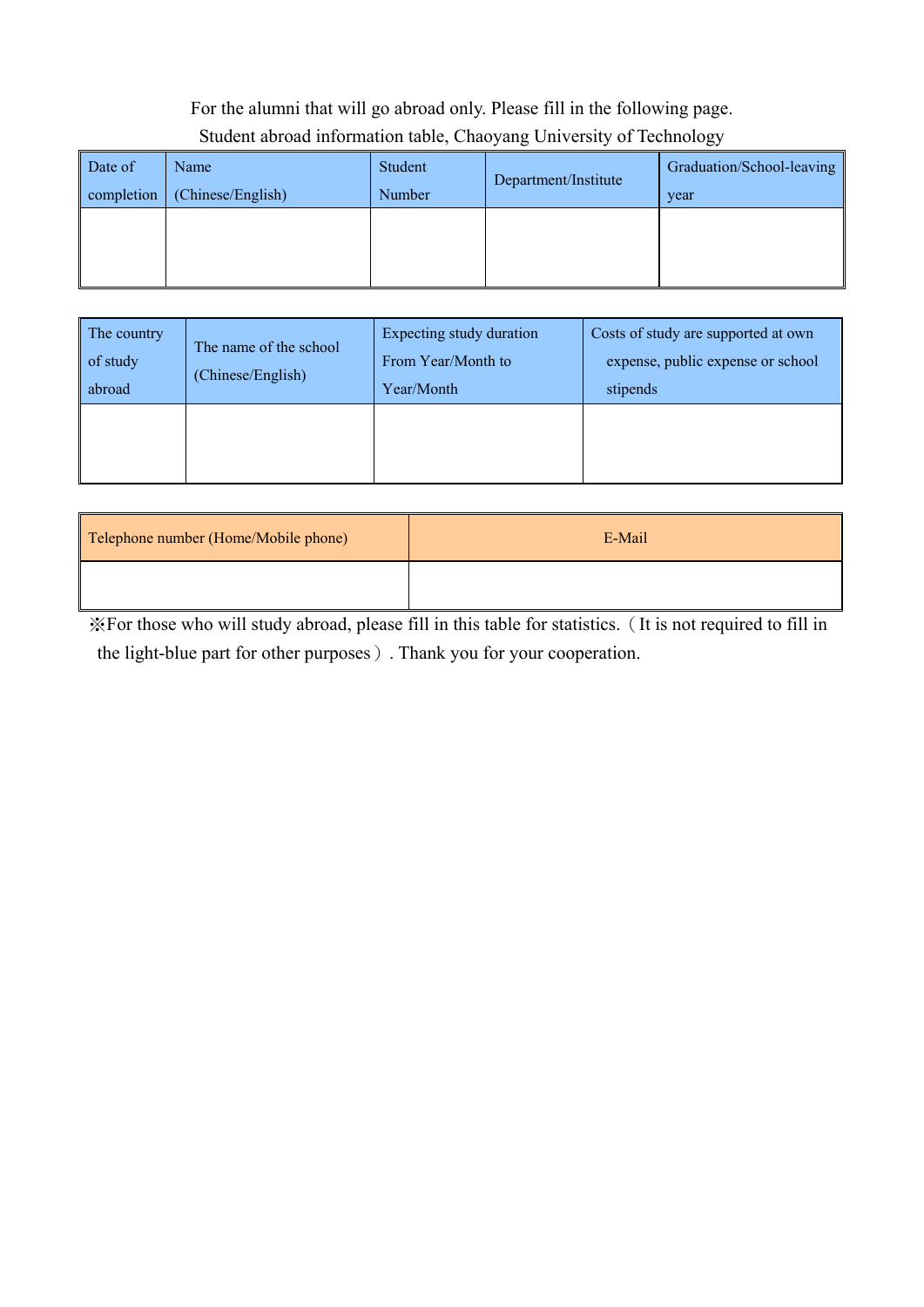For the alumni that will go abroad only. Please fill in the following page.

Student abroad information table, Chaoyang University of Technology

| Date of completion | Name (Chinese/English) | Student Number | Department/Institute | Graduation/School-leaving year |
|---|---|---|---|---|
| | | | | |

| The country of study abroad | The name of the school (Chinese/English) | Expecting study duration From Year/Month to Year/Month | Costs of study are supported at own expense, public expense or school stipends |
|---|---|---|---|
| | | | |

| Telephone number (Home/Mobile phone) | E-Mail |
|---|---|
| | |

※For those who will study abroad, please fill in this table for statistics.（It is not required to fill in the light-blue part for other purposes）. Thank you for your cooperation.